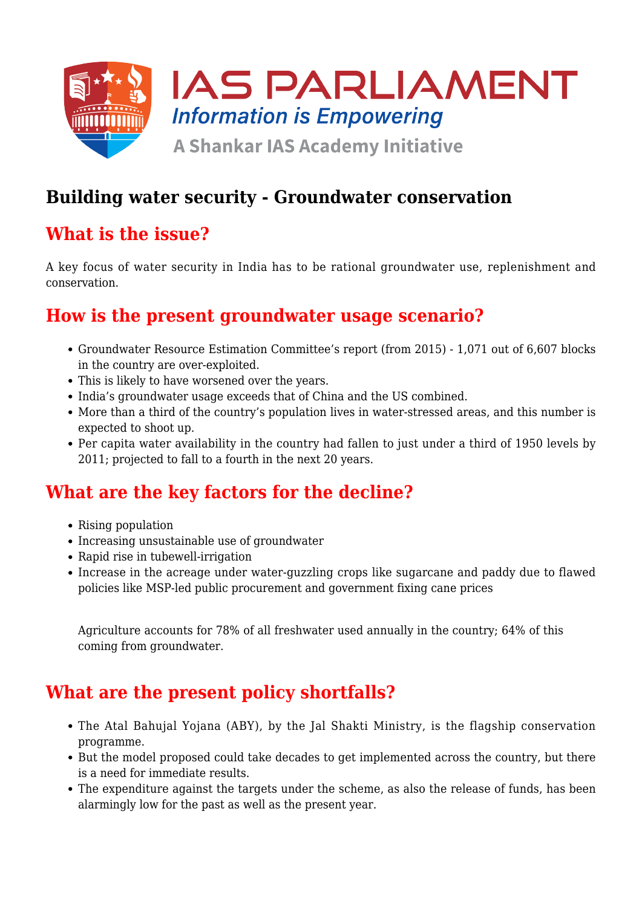# Building water security - Groundwater conservation

## What is the issue?

A key focus of water security in India has to be rational groundwater use, replenishment and conservation.

## How is the present groundwater usage scenario?

- Groundwater Resource Estimation Committee's report (from 2015) - 1,071 out of 6,607 blocks in the country are over-exploited.
- This is likely to have worsened over the years.
- India's groundwater usage exceeds that of China and the US combined.
- More than a third of the country's population lives in water-stressed areas, and this number is expected to shoot up.
- Per capita water availability in the country had fallen to just under a third of 1950 levels by 2011; projected to fall to a fourth in the next 20 years.

## What are the key factors for the decline?

- Rising population
- Increasing unsustainable use of groundwater
- Rapid rise in tubewell-irrigation
- Increase in the acreage under water-guzzling crops like sugarcane and paddy due to flawed policies like MSP-led public procurement and government fixing cane prices

Agriculture accounts for 78% of all freshwater used annually in the country; 64% of this coming from groundwater.

## What are the present policy shortfalls?

- The Atal Bahujal Yojana (ABY), by the Jal Shakti Ministry, is the flagship conservation programme.
- But the model proposed could take decades to get implemented across the country, but there is a need for immediate results.
- The expenditure against the targets under the scheme, as also the release of funds, has been alarmingly low for the past as well as the present year.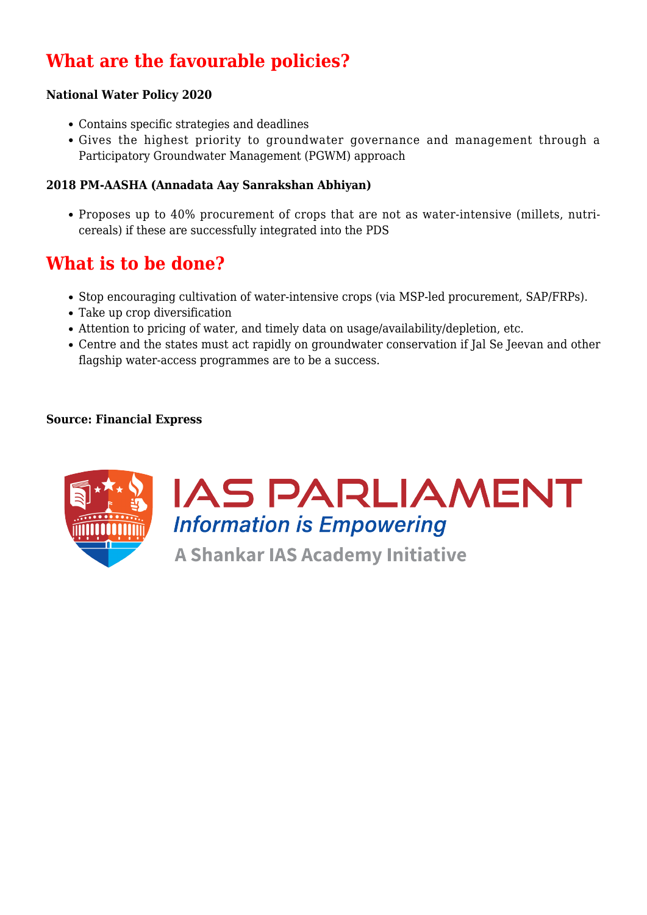## What are the favourable policies?

**National Water Policy 2020**

- Contains specific strategies and deadlines
- Gives the highest priority to groundwater governance and management through a Participatory Groundwater Management (PGWM) approach

**2018 PM-AASHA (Annadata Aay Sanrakshan Abhiyan)**

- Proposes up to 40% procurement of crops that are not as water-intensive (millets, nutri-cereals) if these are successfully integrated into the PDS

## What is to be done?

- Stop encouraging cultivation of water-intensive crops (via MSP-led procurement, SAP/FRPs).
- Take up crop diversification
- Attention to pricing of water, and timely data on usage/availability/depletion, etc.
- Centre and the states must act rapidly on groundwater conservation if Jal Se Jeevan and other flagship water-access programmes are to be a success.

**Source: Financial Express**

IAS PARLIAMENT

*Information is Empowering*

A Shankar IAS Academy Initiative